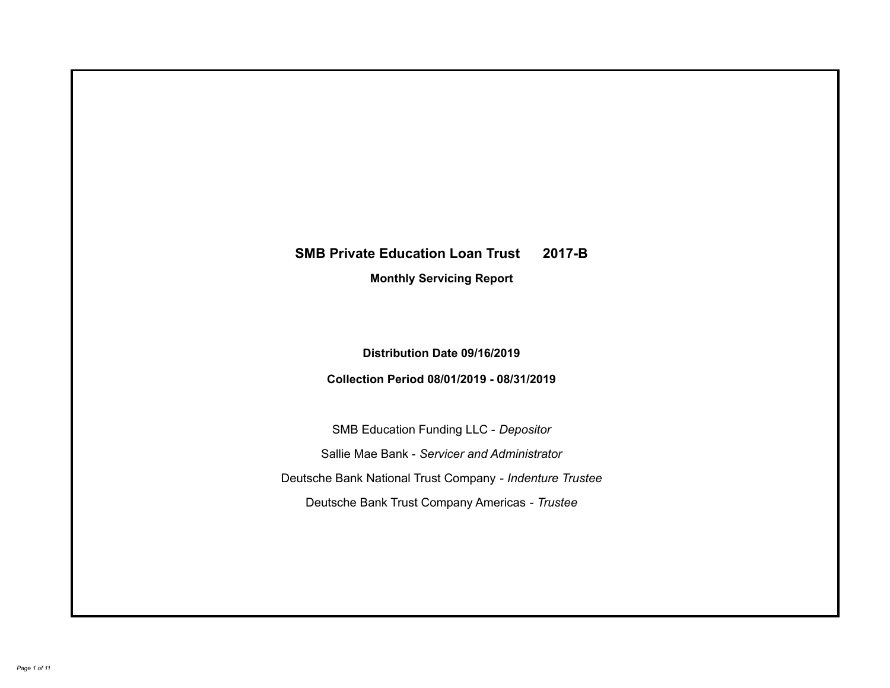# SMB Private Education Loan Trust 2017-B

## Monthly Servicing Report

**Distribution Date 09/16/2019**

**Collection Period 08/01/2019 - 08/31/2019**

SMB Education Funding LLC - *Depositor*

Sallie Mae Bank - *Servicer and Administrator*

Deutsche Bank National Trust Company - *Indenture Trustee*

Deutsche Bank Trust Company Americas - *Trustee*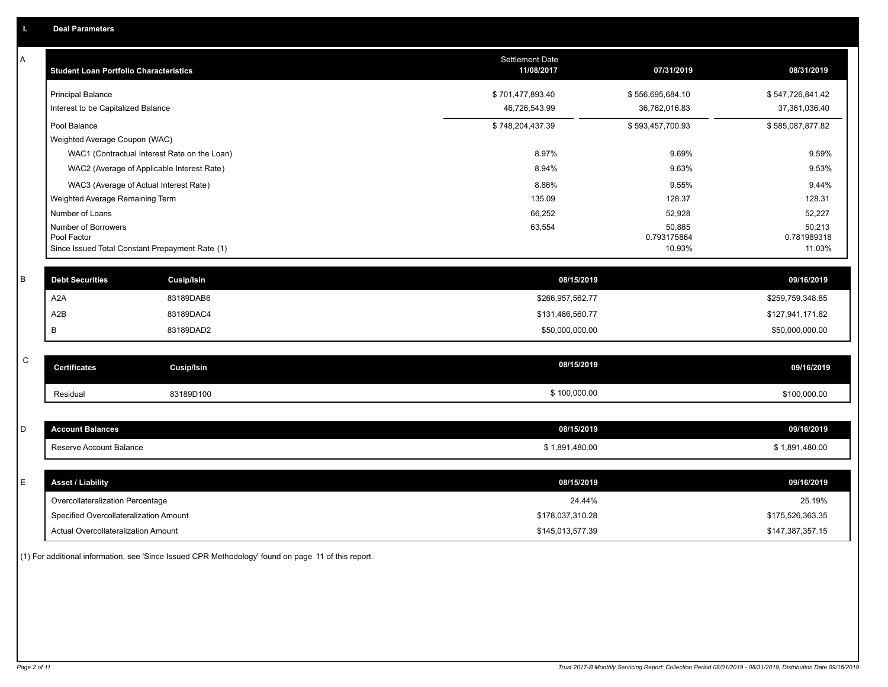## I. Deal Parameters

### A

| Student Loan Portfolio Characteristics | Settlement Date 11/08/2017 | 07/31/2019 | 08/31/2019 |
|---|---|---|---|
| Principal Balance | $ 701,477,893.40 | $ 556,695,684.10 | $ 547,726,841.42 |
| Interest to be Capitalized Balance | 46,726,543.99 | 36,762,016.83 | 37,361,036.40 |
| Pool Balance | $ 748,204,437.39 | $ 593,457,700.93 | $ 585,087,877.82 |
| Weighted Average Coupon (WAC) | | | |
| WAC1 (Contractual Interest Rate on the Loan) | 8.97% | 9.69% | 9.59% |
| WAC2 (Average of Applicable Interest Rate) | 8.94% | 9.63% | 9.53% |
| WAC3 (Average of Actual Interest Rate) | 8.86% | 9.55% | 9.44% |
| Weighted Average Remaining Term | 135.09 | 128.37 | 128.31 |
| Number of Loans | 66,252 | 52,928 | 52,227 |
| Number of Borrowers | 63,554 | 50,885 | 50,213 |
| Pool Factor | | 0.793175864 | 0.781989318 |
| Since Issued Total Constant Prepayment Rate (1) | | 10.93% | 11.03% |

### B

| Debt Securities | Cusip/Isin | 08/15/2019 | 09/16/2019 |
|---|---|---|---|
| A2A | 83189DAB6 | $266,957,562.77 | $259,759,348.85 |
| A2B | 83189DAC4 | $131,486,560.77 | $127,941,171.82 |
| B | 83189DAD2 | $50,000,000.00 | $50,000,000.00 |

### C

| Certificates | Cusip/Isin | 08/15/2019 | 09/16/2019 |
|---|---|---|---|
| Residual | 83189D100 | $ 100,000.00 | $100,000.00 |

### D

| Account Balances | 08/15/2019 | 09/16/2019 |
|---|---|---|
| Reserve Account Balance | $ 1,891,480.00 | $ 1,891,480.00 |

### E

| Asset / Liability | 08/15/2019 | 09/16/2019 |
|---|---|---|
| Overcollateralization Percentage | 24.44% | 25.19% |
| Specified Overcollateralization Amount | $178,037,310.28 | $175,526,363.35 |
| Actual Overcollateralization Amount | $145,013,577.39 | $147,387,357.15 |

(1) For additional information, see 'Since Issued CPR Methodology' found on page 11 of this report.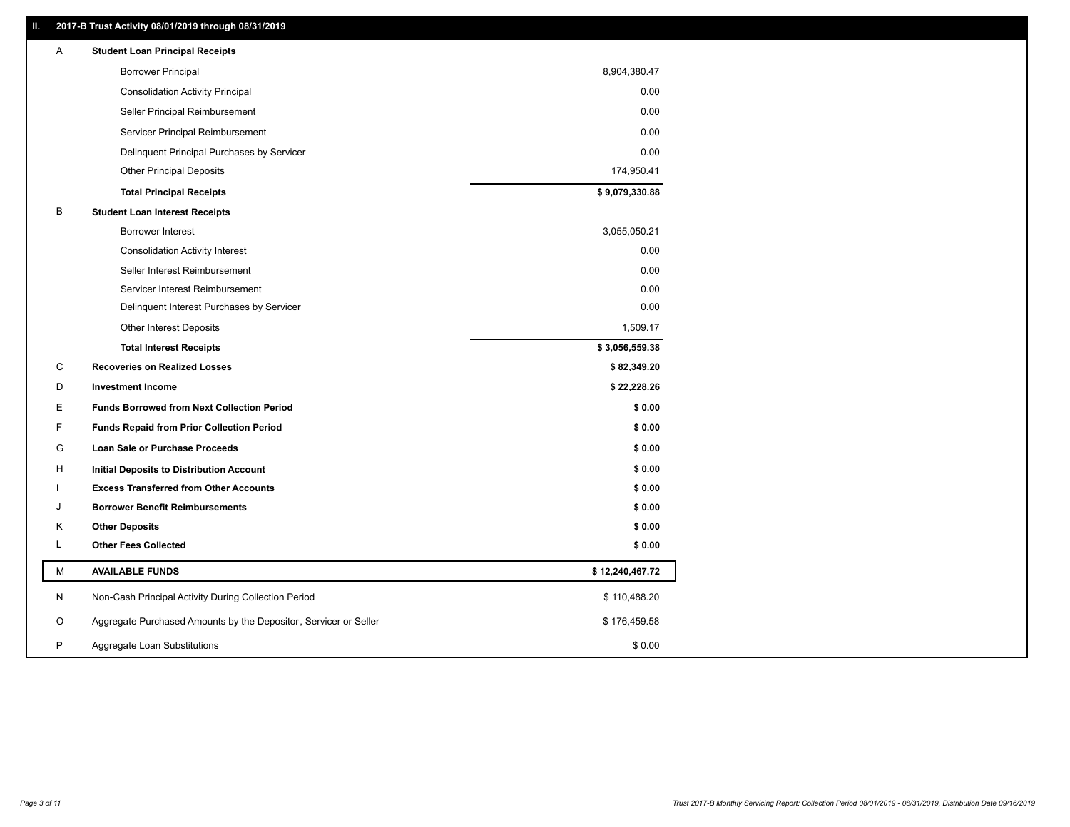## II. 2017-B Trust Activity 08/01/2019 through 08/31/2019

| | | |
|---|---|---|
| A | **Student Loan Principal Receipts** | |
| | Borrower Principal | 8,904,380.47 |
| | Consolidation Activity Principal | 0.00 |
| | Seller Principal Reimbursement | 0.00 |
| | Servicer Principal Reimbursement | 0.00 |
| | Delinquent Principal Purchases by Servicer | 0.00 |
| | Other Principal Deposits | 174,950.41 |
| | **Total Principal Receipts** | **$ 9,079,330.88** |
| B | **Student Loan Interest Receipts** | |
| | Borrower Interest | 3,055,050.21 |
| | Consolidation Activity Interest | 0.00 |
| | Seller Interest Reimbursement | 0.00 |
| | Servicer Interest Reimbursement | 0.00 |
| | Delinquent Interest Purchases by Servicer | 0.00 |
| | Other Interest Deposits | 1,509.17 |
| | **Total Interest Receipts** | **$ 3,056,559.38** |
| C | **Recoveries on Realized Losses** | **$ 82,349.20** |
| D | **Investment Income** | **$ 22,228.26** |
| E | **Funds Borrowed from Next Collection Period** | **$ 0.00** |
| F | **Funds Repaid from Prior Collection Period** | **$ 0.00** |
| G | **Loan Sale or Purchase Proceeds** | **$ 0.00** |
| H | **Initial Deposits to Distribution Account** | **$ 0.00** |
| I | **Excess Transferred from Other Accounts** | **$ 0.00** |
| J | **Borrower Benefit Reimbursements** | **$ 0.00** |
| K | **Other Deposits** | **$ 0.00** |
| L | **Other Fees Collected** | **$ 0.00** |
| M | **AVAILABLE FUNDS** | **$ 12,240,467.72** |
| N | Non-Cash Principal Activity During Collection Period | $ 110,488.20 |
| O | Aggregate Purchased Amounts by the Depositor, Servicer or Seller | $ 176,459.58 |
| P | Aggregate Loan Substitutions | $ 0.00 |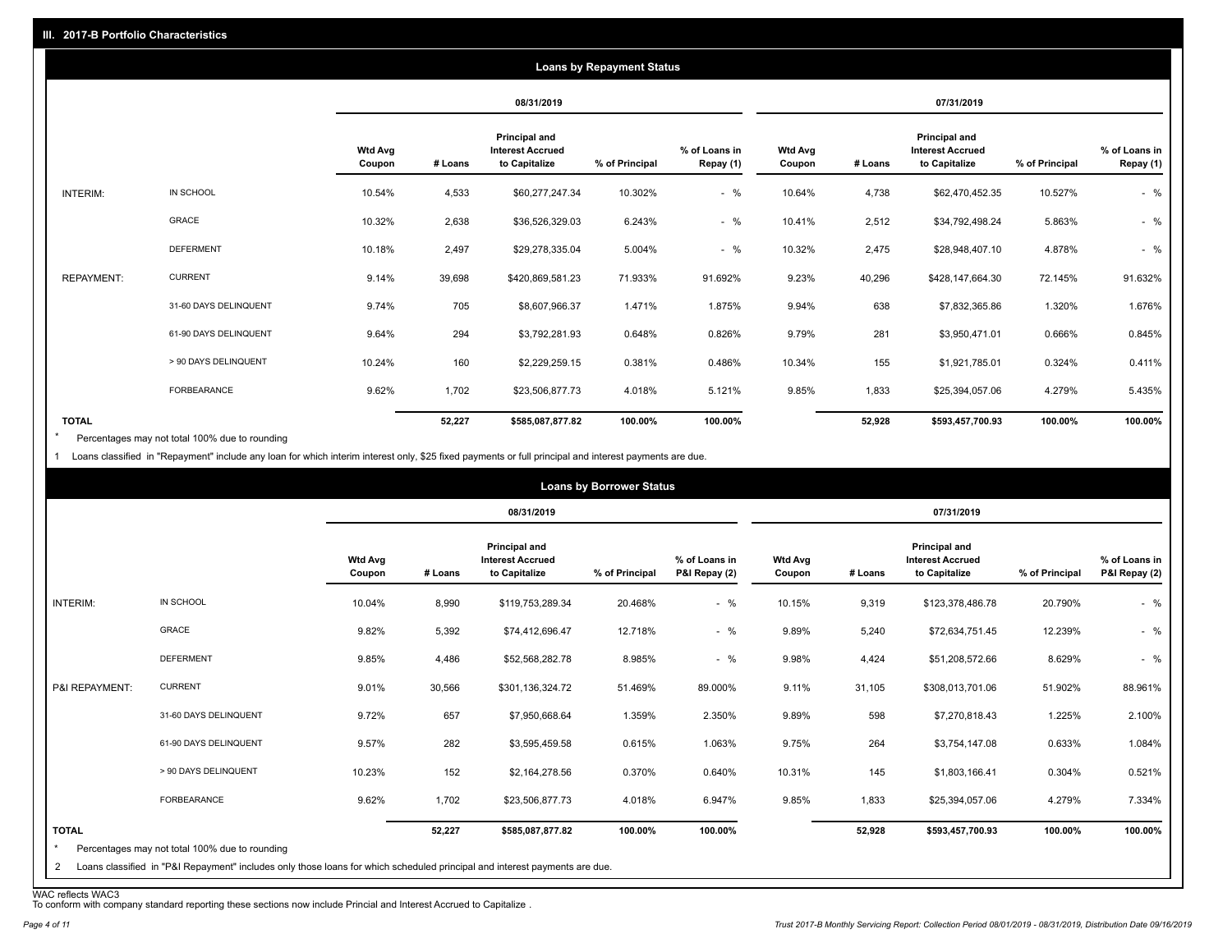## III. 2017-B Portfolio Characteristics

### Loans by Repayment Status

| | | 08/31/2019 | | | | | 07/31/2019 | | | | |
|---|---|---|---|---|---|---|---|---|---|---|---|
| | | Wtd Avg Coupon | # Loans | Principal and Interest Accrued to Capitalize | % of Principal | % of Loans in Repay (1) | Wtd Avg Coupon | # Loans | Principal and Interest Accrued to Capitalize | % of Principal | % of Loans in Repay (1) |
| INTERIM: | IN SCHOOL | 10.54% | 4,533 | $60,277,247.34 | 10.302% | - % | 10.64% | 4,738 | $62,470,452.35 | 10.527% | - % |
| | GRACE | 10.32% | 2,638 | $36,526,329.03 | 6.243% | - % | 10.41% | 2,512 | $34,792,498.24 | 5.863% | - % |
| | DEFERMENT | 10.18% | 2,497 | $29,278,335.04 | 5.004% | - % | 10.32% | 2,475 | $28,948,407.10 | 4.878% | - % |
| REPAYMENT: | CURRENT | 9.14% | 39,698 | $420,869,581.23 | 71.933% | 91.692% | 9.23% | 40,296 | $428,147,664.30 | 72.145% | 91.632% |
| | 31-60 DAYS DELINQUENT | 9.74% | 705 | $8,607,966.37 | 1.471% | 1.875% | 9.94% | 638 | $7,832,365.86 | 1.320% | 1.676% |
| | 61-90 DAYS DELINQUENT | 9.64% | 294 | $3,792,281.93 | 0.648% | 0.826% | 9.79% | 281 | $3,950,471.01 | 0.666% | 0.845% |
| | > 90 DAYS DELINQUENT | 10.24% | 160 | $2,229,259.15 | 0.381% | 0.486% | 10.34% | 155 | $1,921,785.01 | 0.324% | 0.411% |
| | FORBEARANCE | 9.62% | 1,702 | $23,506,877.73 | 4.018% | 5.121% | 9.85% | 1,833 | $25,394,057.06 | 4.279% | 5.435% |
| **TOTAL** | | | **52,227** | **$585,087,877.82** | **100.00%** | **100.00%** | | **52,928** | **$593,457,700.93** | **100.00%** | **100.00%** |

* Percentages may not total 100% due to rounding

1 Loans classified in "Repayment" include any loan for which interim interest only, $25 fixed payments or full principal and interest payments are due.

### Loans by Borrower Status

| | | 08/31/2019 | | | | | 07/31/2019 | | | | |
|---|---|---|---|---|---|---|---|---|---|---|---|
| | | Wtd Avg Coupon | # Loans | Principal and Interest Accrued to Capitalize | % of Principal | % of Loans in P&I Repay (2) | Wtd Avg Coupon | # Loans | Principal and Interest Accrued to Capitalize | % of Principal | % of Loans in P&I Repay (2) |
| INTERIM: | IN SCHOOL | 10.04% | 8,990 | $119,753,289.34 | 20.468% | - % | 10.15% | 9,319 | $123,378,486.78 | 20.790% | - % |
| | GRACE | 9.82% | 5,392 | $74,412,696.47 | 12.718% | - % | 9.89% | 5,240 | $72,634,751.45 | 12.239% | - % |
| | DEFERMENT | 9.85% | 4,486 | $52,568,282.78 | 8.985% | - % | 9.98% | 4,424 | $51,208,572.66 | 8.629% | - % |
| P&I REPAYMENT: | CURRENT | 9.01% | 30,566 | $301,136,324.72 | 51.469% | 89.000% | 9.11% | 31,105 | $308,013,701.06 | 51.902% | 88.961% |
| | 31-60 DAYS DELINQUENT | 9.72% | 657 | $7,950,668.64 | 1.359% | 2.350% | 9.89% | 598 | $7,270,818.43 | 1.225% | 2.100% |
| | 61-90 DAYS DELINQUENT | 9.57% | 282 | $3,595,459.58 | 0.615% | 1.063% | 9.75% | 264 | $3,754,147.08 | 0.633% | 1.084% |
| | > 90 DAYS DELINQUENT | 10.23% | 152 | $2,164,278.56 | 0.370% | 0.640% | 10.31% | 145 | $1,803,166.41 | 0.304% | 0.521% |
| | FORBEARANCE | 9.62% | 1,702 | $23,506,877.73 | 4.018% | 6.947% | 9.85% | 1,833 | $25,394,057.06 | 4.279% | 7.334% |
| **TOTAL** | | | **52,227** | **$585,087,877.82** | **100.00%** | **100.00%** | | **52,928** | **$593,457,700.93** | **100.00%** | **100.00%** |

* Percentages may not total 100% due to rounding

2 Loans classified in "P&I Repayment" includes only those loans for which scheduled principal and interest payments are due.

WAC reflects WAC3

To conform with company standard reporting these sections now include Princial and Interest Accrued to Capitalize .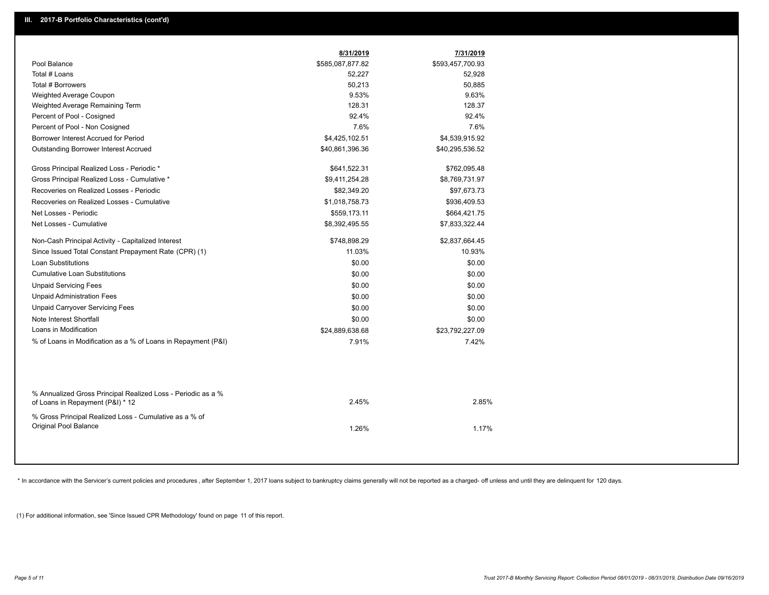## III. 2017-B Portfolio Characteristics (cont'd)

| | 8/31/2019 | 7/31/2019 |
|---|---|---|
| Pool Balance | $585,087,877.82 | $593,457,700.93 |
| Total # Loans | 52,227 | 52,928 |
| Total # Borrowers | 50,213 | 50,885 |
| Weighted Average Coupon | 9.53% | 9.63% |
| Weighted Average Remaining Term | 128.31 | 128.37 |
| Percent of Pool - Cosigned | 92.4% | 92.4% |
| Percent of Pool - Non Cosigned | 7.6% | 7.6% |
| Borrower Interest Accrued for Period | $4,425,102.51 | $4,539,915.92 |
| Outstanding Borrower Interest Accrued | $40,861,396.36 | $40,295,536.52 |
| Gross Principal Realized Loss - Periodic * | $641,522.31 | $762,095.48 |
| Gross Principal Realized Loss - Cumulative * | $9,411,254.28 | $8,769,731.97 |
| Recoveries on Realized Losses - Periodic | $82,349.20 | $97,673.73 |
| Recoveries on Realized Losses - Cumulative | $1,018,758.73 | $936,409.53 |
| Net Losses - Periodic | $559,173.11 | $664,421.75 |
| Net Losses - Cumulative | $8,392,495.55 | $7,833,322.44 |
| Non-Cash Principal Activity - Capitalized Interest | $748,898.29 | $2,837,664.45 |
| Since Issued Total Constant Prepayment Rate (CPR) (1) | 11.03% | 10.93% |
| Loan Substitutions | $0.00 | $0.00 |
| Cumulative Loan Substitutions | $0.00 | $0.00 |
| Unpaid Servicing Fees | $0.00 | $0.00 |
| Unpaid Administration Fees | $0.00 | $0.00 |
| Unpaid Carryover Servicing Fees | $0.00 | $0.00 |
| Note Interest Shortfall | $0.00 | $0.00 |
| Loans in Modification | $24,889,638.68 | $23,792,227.09 |
| % of Loans in Modification as a % of Loans in Repayment (P&I) | 7.91% | 7.42% |
| % Annualized Gross Principal Realized Loss - Periodic as a % of Loans in Repayment (P&I) * 12 | 2.45% | 2.85% |
| % Gross Principal Realized Loss - Cumulative as a % of Original Pool Balance | 1.26% | 1.17% |

* In accordance with the Servicer's current policies and procedures , after September 1, 2017 loans subject to bankruptcy claims generally will not be reported as a charged- off unless and until they are delinquent for 120 days.

(1) For additional information, see 'Since Issued CPR Methodology' found on page 11 of this report.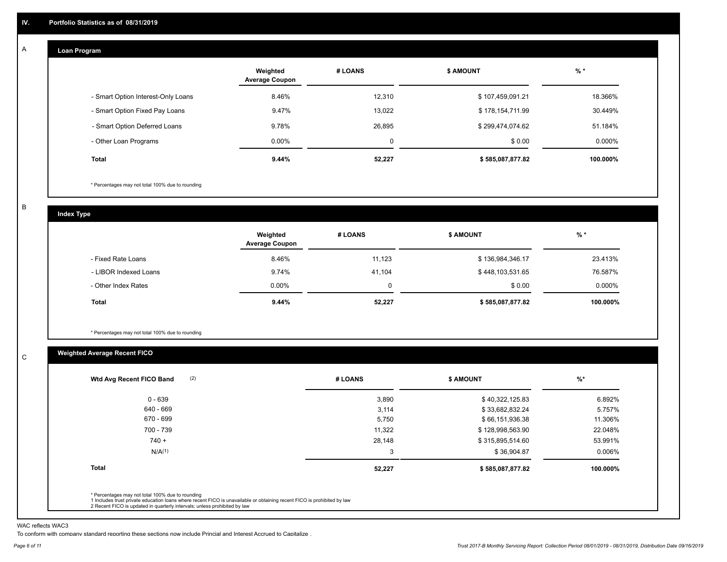## IV. Portfolio Statistics as of 08/31/2019

### A. Loan Program

| | Weighted Average Coupon | # LOANS | $ AMOUNT | % * |
|---|---|---|---|---|
| - Smart Option Interest-Only Loans | 8.46% | 12,310 | $ 107,459,091.21 | 18.366% |
| - Smart Option Fixed Pay Loans | 9.47% | 13,022 | $ 178,154,711.99 | 30.449% |
| - Smart Option Deferred Loans | 9.78% | 26,895 | $ 299,474,074.62 | 51.184% |
| - Other Loan Programs | 0.00% | 0 | $ 0.00 | 0.000% |
| **Total** | **9.44%** | **52,227** | **$ 585,087,877.82** | **100.000%** |

* Percentages may not total 100% due to rounding

### B. Index Type

| | Weighted Average Coupon | # LOANS | $ AMOUNT | % * |
|---|---|---|---|---|
| - Fixed Rate Loans | 8.46% | 11,123 | $ 136,984,346.17 | 23.413% |
| - LIBOR Indexed Loans | 9.74% | 41,104 | $ 448,103,531.65 | 76.587% |
| - Other Index Rates | 0.00% | 0 | $ 0.00 | 0.000% |
| **Total** | **9.44%** | **52,227** | **$ 585,087,877.82** | **100.000%** |

* Percentages may not total 100% due to rounding

### C. Weighted Average Recent FICO

| Wtd Avg Recent FICO Band (2) | # LOANS | $ AMOUNT | %* |
|---|---|---|---|
| 0 - 639 | 3,890 | $ 40,322,125.83 | 6.892% |
| 640 - 669 | 3,114 | $ 33,682,832.24 | 5.757% |
| 670 - 699 | 5,750 | $ 66,151,936.38 | 11.306% |
| 700 - 739 | 11,322 | $ 128,998,563.90 | 22.048% |
| 740 + | 28,148 | $ 315,895,514.60 | 53.991% |
| N/A(1) | 3 | $ 36,904.87 | 0.006% |
| **Total** | **52,227** | **$ 585,087,877.82** | **100.000%** |

* Percentages may not total 100% due to rounding
1 Includes trust private education loans where recent FICO is unavailable or obtaining recent FICO is prohibited by law
2 Recent FICO is updated in quarterly intervals; unless prohibited by law

WAC reflects WAC3
To conform with company standard reporting these sections now include Princial and Interest Accrued to Capitalize .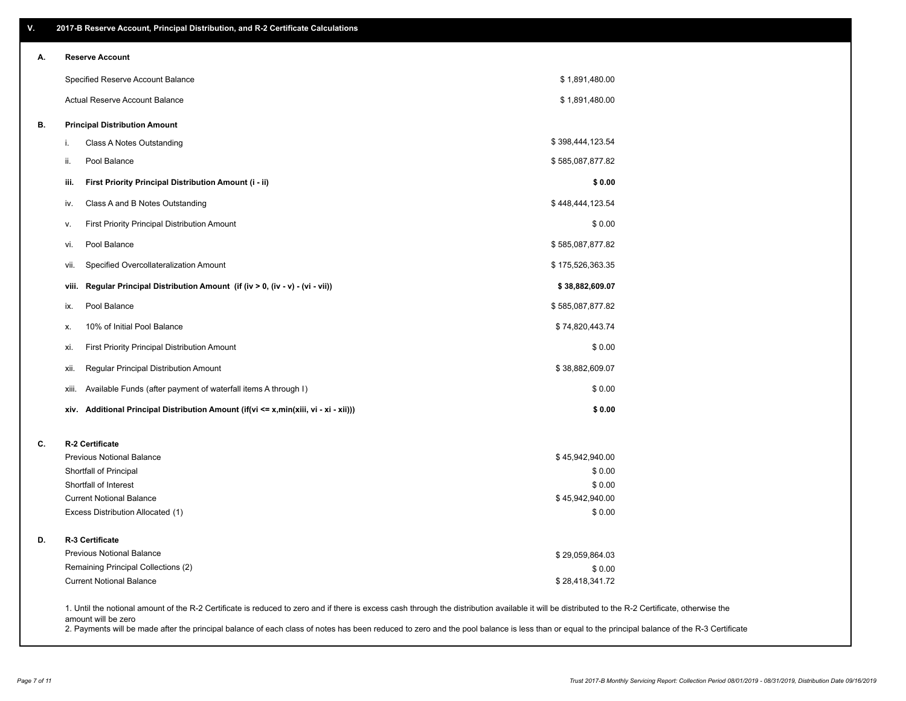## V. 2017-B Reserve Account, Principal Distribution, and R-2 Certificate Calculations

### A. Reserve Account

| | |
|---|---|
| Specified Reserve Account Balance | $ 1,891,480.00 |
| Actual Reserve Account Balance | $ 1,891,480.00 |

### B. Principal Distribution Amount

| | | |
|---|---|---|
| i. | Class A Notes Outstanding | $ 398,444,123.54 |
| ii. | Pool Balance | $ 585,087,877.82 |
| **iii.** | **First Priority Principal Distribution Amount (i - ii)** | **$ 0.00** |
| iv. | Class A and B Notes Outstanding | $ 448,444,123.54 |
| v. | First Priority Principal Distribution Amount | $ 0.00 |
| vi. | Pool Balance | $ 585,087,877.82 |
| vii. | Specified Overcollateralization Amount | $ 175,526,363.35 |
| **viii.** | **Regular Principal Distribution Amount (if (iv > 0, (iv - v) - (vi - vii))** | **$ 38,882,609.07** |
| ix. | Pool Balance | $ 585,087,877.82 |
| x. | 10% of Initial Pool Balance | $ 74,820,443.74 |
| xi. | First Priority Principal Distribution Amount | $ 0.00 |
| xii. | Regular Principal Distribution Amount | $ 38,882,609.07 |
| xiii. | Available Funds (after payment of waterfall items A through I) | $ 0.00 |
| **xiv.** | **Additional Principal Distribution Amount (if(vi <= x,min(xiii, vi - xi - xii)))** | **$ 0.00** |

### C. R-2 Certificate

| | |
|---|---|
| Previous Notional Balance | $ 45,942,940.00 |
| Shortfall of Principal | $ 0.00 |
| Shortfall of Interest | $ 0.00 |
| Current Notional Balance | $ 45,942,940.00 |
| Excess Distribution Allocated (1) | $ 0.00 |

### D. R-3 Certificate

| | |
|---|---|
| Previous Notional Balance | $ 29,059,864.03 |
| Remaining Principal Collections (2) | $ 0.00 |
| Current Notional Balance | $ 28,418,341.72 |

1. Until the notional amount of the R-2 Certificate is reduced to zero and if there is excess cash through the distribution available it will be distributed to the R-2 Certificate, otherwise the amount will be zero
2. Payments will be made after the principal balance of each class of notes has been reduced to zero and the pool balance is less than or equal to the principal balance of the R-3 Certificate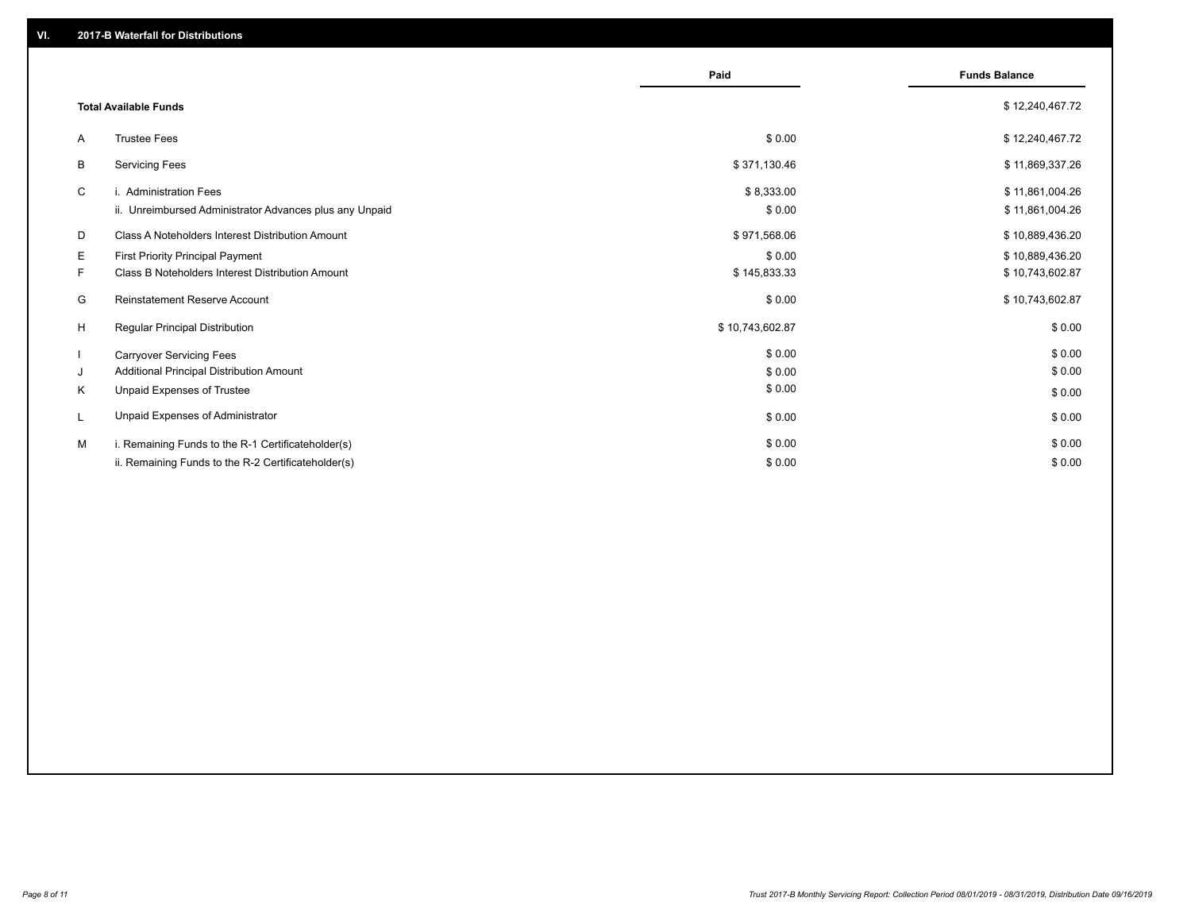## VI. 2017-B Waterfall for Distributions

| | | Paid | Funds Balance |
|---|---|---|---|
| | **Total Available Funds** | | $ 12,240,467.72 |
| A | Trustee Fees | $ 0.00 | $ 12,240,467.72 |
| B | Servicing Fees | $ 371,130.46 | $ 11,869,337.26 |
| C | i. Administration Fees | $ 8,333.00 | $ 11,861,004.26 |
| | ii. Unreimbursed Administrator Advances plus any Unpaid | $ 0.00 | $ 11,861,004.26 |
| D | Class A Noteholders Interest Distribution Amount | $ 971,568.06 | $ 10,889,436.20 |
| E | First Priority Principal Payment | $ 0.00 | $ 10,889,436.20 |
| F | Class B Noteholders Interest Distribution Amount | $ 145,833.33 | $ 10,743,602.87 |
| G | Reinstatement Reserve Account | $ 0.00 | $ 10,743,602.87 |
| H | Regular Principal Distribution | $ 10,743,602.87 | $ 0.00 |
| I | Carryover Servicing Fees | $ 0.00 | $ 0.00 |
| J | Additional Principal Distribution Amount | $ 0.00 | $ 0.00 |
| K | Unpaid Expenses of Trustee | $ 0.00 | $ 0.00 |
| L | Unpaid Expenses of Administrator | $ 0.00 | $ 0.00 |
| M | i. Remaining Funds to the R-1 Certificateholder(s) | $ 0.00 | $ 0.00 |
| | ii. Remaining Funds to the R-2 Certificateholder(s) | $ 0.00 | $ 0.00 |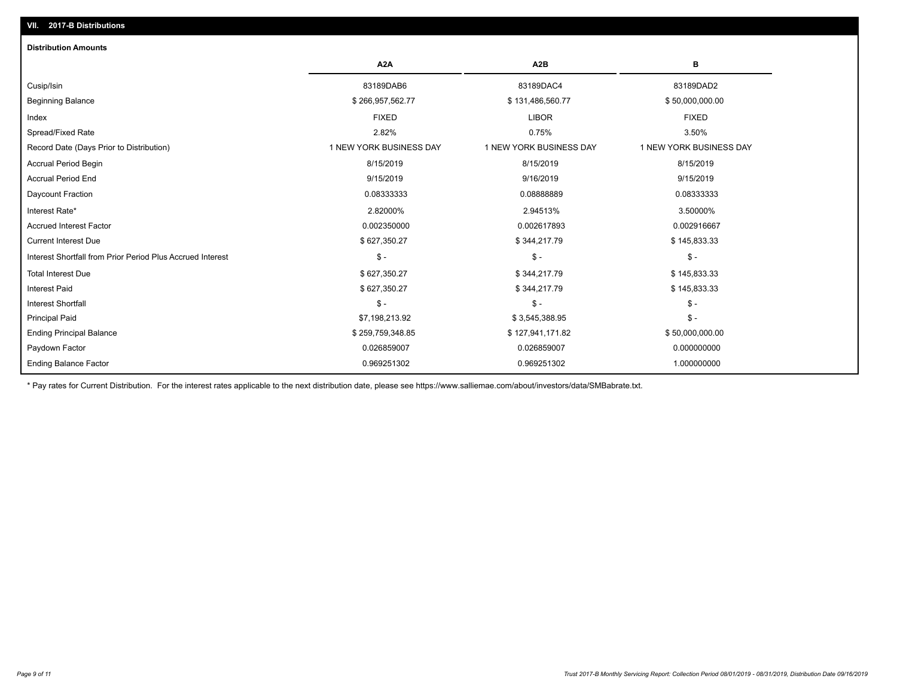## VII. 2017-B Distributions

### Distribution Amounts

| | A2A | A2B | B |
|---|---|---|---|
| Cusip/Isin | 83189DAB6 | 83189DAC4 | 83189DAD2 |
| Beginning Balance | $ 266,957,562.77 | $ 131,486,560.77 | $ 50,000,000.00 |
| Index | FIXED | LIBOR | FIXED |
| Spread/Fixed Rate | 2.82% | 0.75% | 3.50% |
| Record Date (Days Prior to Distribution) | 1 NEW YORK BUSINESS DAY | 1 NEW YORK BUSINESS DAY | 1 NEW YORK BUSINESS DAY |
| Accrual Period Begin | 8/15/2019 | 8/15/2019 | 8/15/2019 |
| Accrual Period End | 9/15/2019 | 9/16/2019 | 9/15/2019 |
| Daycount Fraction | 0.08333333 | 0.08888889 | 0.08333333 |
| Interest Rate* | 2.82000% | 2.94513% | 3.50000% |
| Accrued Interest Factor | 0.002350000 | 0.002617893 | 0.002916667 |
| Current Interest Due | $ 627,350.27 | $ 344,217.79 | $ 145,833.33 |
| Interest Shortfall from Prior Period Plus Accrued Interest | $ - | $ - | $ - |
| Total Interest Due | $ 627,350.27 | $ 344,217.79 | $ 145,833.33 |
| Interest Paid | $ 627,350.27 | $ 344,217.79 | $ 145,833.33 |
| Interest Shortfall | $ - | $ - | $ - |
| Principal Paid | $7,198,213.92 | $ 3,545,388.95 | $ - |
| Ending Principal Balance | $ 259,759,348.85 | $ 127,941,171.82 | $ 50,000,000.00 |
| Paydown Factor | 0.026859007 | 0.026859007 | 0.000000000 |
| Ending Balance Factor | 0.969251302 | 0.969251302 | 1.000000000 |

* Pay rates for Current Distribution. For the interest rates applicable to the next distribution date, please see https://www.salliemae.com/about/investors/data/SMBabrate.txt.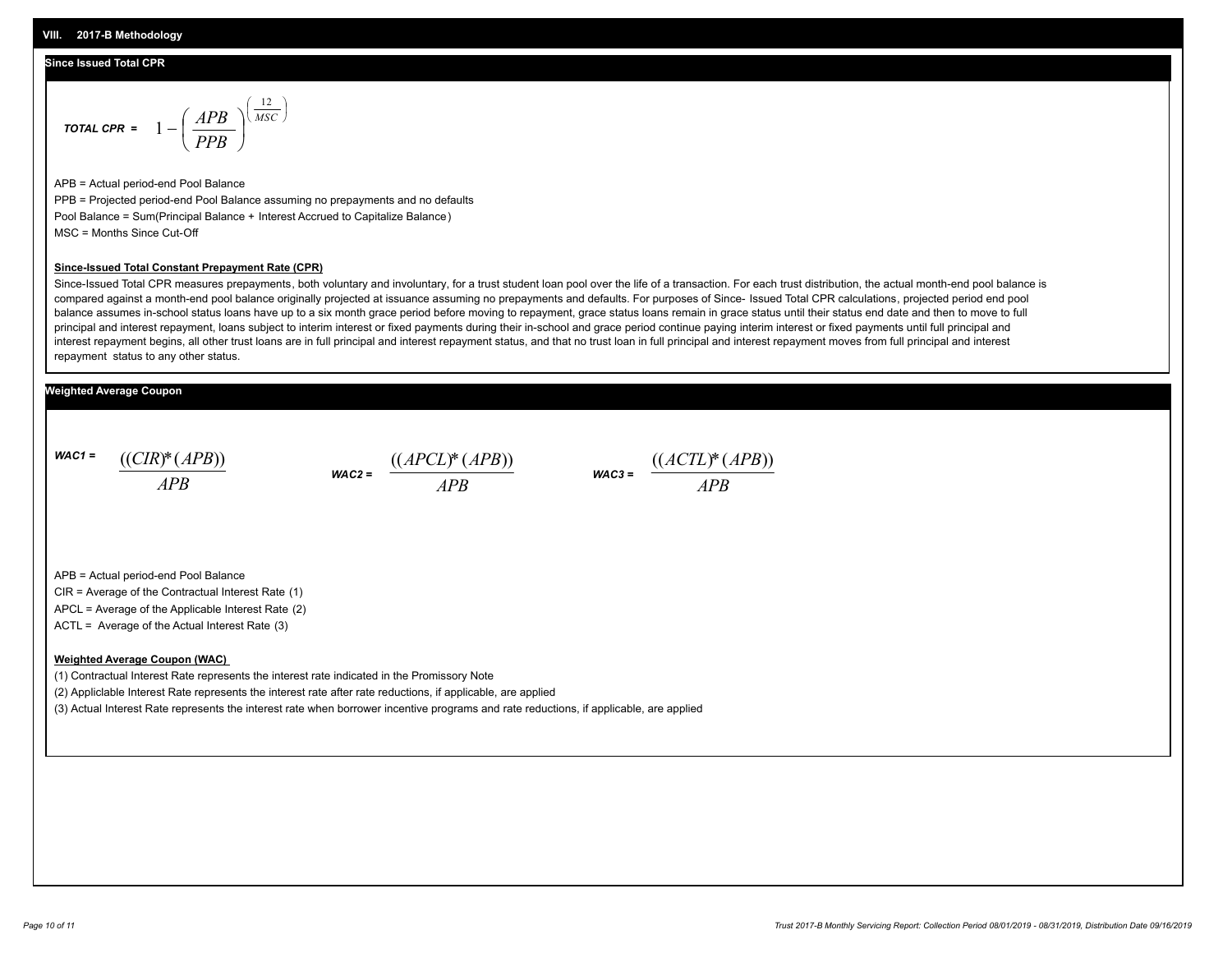## VIII. 2017-B Methodology

### Since Issued Total CPR

**TOTAL CPR =** $$1 - \left( \frac{APB}{PPB} \right)^{\left( \frac{12}{MSC} \right)}$$

APB = Actual period-end Pool Balance

PPB = Projected period-end Pool Balance assuming no prepayments and no defaults

Pool Balance = Sum(Principal Balance + Interest Accrued to Capitalize Balance)

MSC = Months Since Cut-Off

**Since-Issued Total Constant Prepayment Rate (CPR)**

Since-Issued Total CPR measures prepayments, both voluntary and involuntary, for a trust student loan pool over the life of a transaction. For each trust distribution, the actual month-end pool balance is compared against a month-end pool balance originally projected at issuance assuming no prepayments and defaults. For purposes of Since- Issued Total CPR calculations, projected period end pool balance assumes in-school status loans have up to a six month grace period before moving to repayment, grace status loans remain in grace status until their status end date and then to move to full principal and interest repayment, loans subject to interim interest or fixed payments during their in-school and grace period continue paying interim interest or fixed payments until full principal and interest repayment begins, all other trust loans are in full principal and interest repayment status, and that no trust loan in full principal and interest repayment moves from full principal and interest repayment status to any other status.

### Weighted Average Coupon

**WAC1 =** $$\frac{((CIR)^{*}(APB))}{APB}$$

**WAC2 =** $$\frac{((APCL)^{*}(APB))}{APB}$$

**WAC3 =** $$\frac{((ACTL)^{*}(APB))}{APB}$$

APB = Actual period-end Pool Balance

CIR = Average of the Contractual Interest Rate (1)

APCL = Average of the Applicable Interest Rate (2)

ACTL = Average of the Actual Interest Rate (3)

**Weighted Average Coupon (WAC)**

(1) Contractual Interest Rate represents the interest rate indicated in the Promissory Note

(2) Appliclable Interest Rate represents the interest rate after rate reductions, if applicable, are applied

(3) Actual Interest Rate represents the interest rate when borrower incentive programs and rate reductions, if applicable, are applied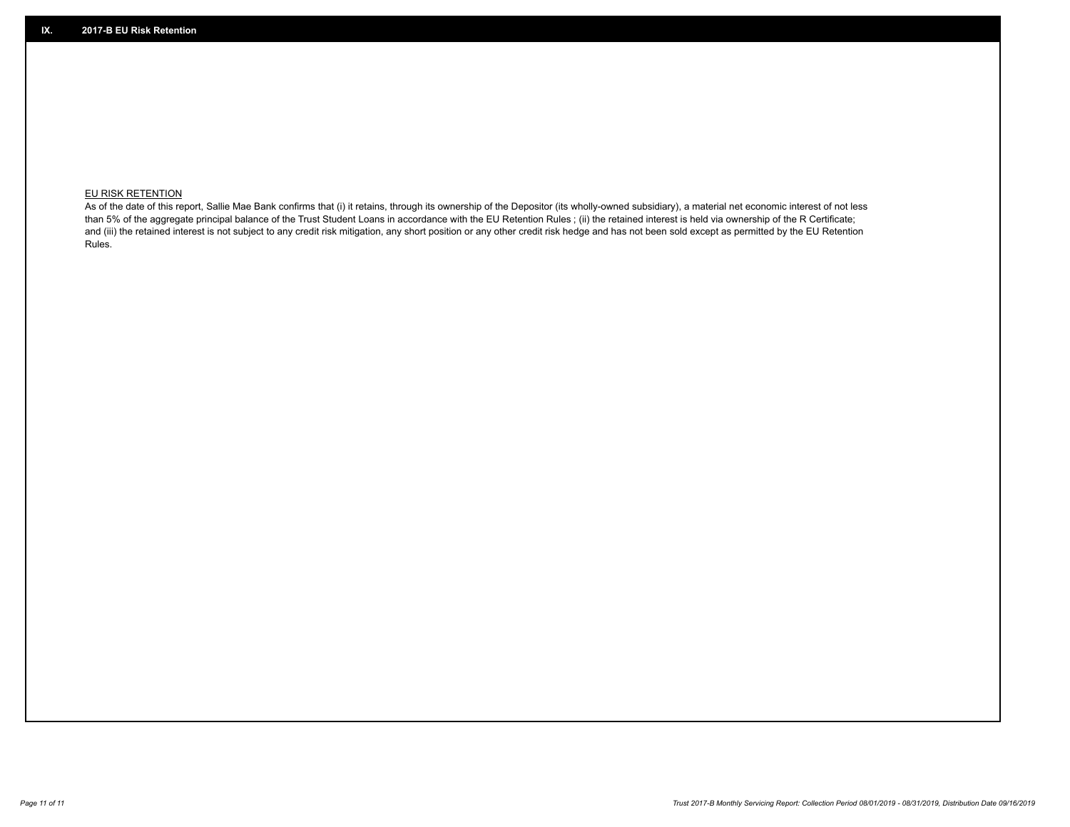## IX. 2017-B EU Risk Retention

EU RISK RETENTION

As of the date of this report, Sallie Mae Bank confirms that (i) it retains, through its ownership of the Depositor (its wholly-owned subsidiary), a material net economic interest of not less than 5% of the aggregate principal balance of the Trust Student Loans in accordance with the EU Retention Rules ; (ii) the retained interest is held via ownership of the R Certificate; and (iii) the retained interest is not subject to any credit risk mitigation, any short position or any other credit risk hedge and has not been sold except as permitted by the EU Retention Rules.